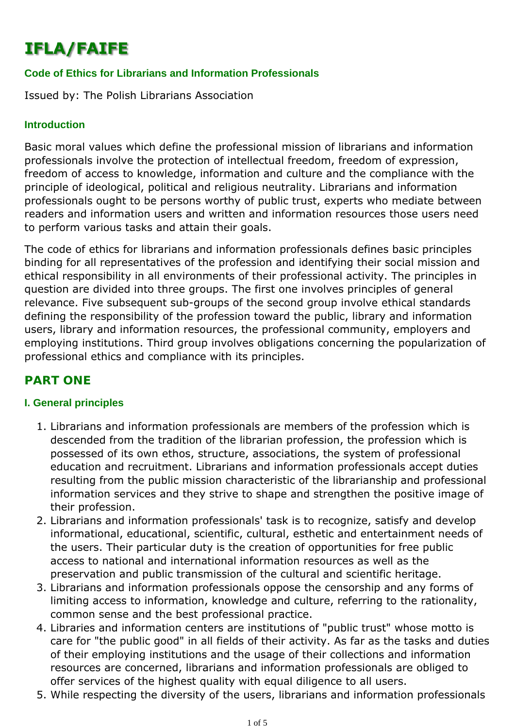# IFLA/FAIFE

### Code of Ethics for Librarians and Information Professionals

Issued by: The Polish Librarians Association

### Introduction

Basic moral values which define the professional mission of librarians and information professionals involve the protection of intellectual freedom, freedom of expression, freedom of access to knowledge, information and culture and the compliance with the principle of ideological, political and religious neutrality. Librarians and information professionals ought to be persons worthy of public trust, experts who mediate between readers and information users and written and information resources those users need to perform various tasks and attain their goals.

The code of ethics for librarians and information professionals defines basic principles binding for all representatives of the profession and identifying their social mission and ethical responsibility in all environments of their professional activity. The principles in question are divided into three groups. The first one involves principles of general relevance. Five subsequent sub-groups of the second group involve ethical standards defining the responsibility of the profession toward the public, library and information users, library and information resources, the professional community, employers and employing institutions. Third group involves obligations concerning the popularization of professional ethics and compliance with its principles.

## PART ONE

### I. General principles

1. Librarians and information professionals are members of the profession which is descended from the tradition of the librarian profession, the profession which is possessed of its own ethos, structure, associations, the system of professional education and recruitment. Librarians and information professionals accept duties resulting from the public mission characteristic of the librarianship and professional information services and they strive to shape and strengthen the positive image of their profession.
2. Librarians and information professionals' task is to recognize, satisfy and develop informational, educational, scientific, cultural, esthetic and entertainment needs of the users. Their particular duty is the creation of opportunities for free public access to national and international information resources as well as the preservation and public transmission of the cultural and scientific heritage.
3. Librarians and information professionals oppose the censorship and any forms of limiting access to information, knowledge and culture, referring to the rationality, common sense and the best professional practice.
4. Libraries and information centers are institutions of "public trust" whose motto is care for "the public good" in all fields of their activity. As far as the tasks and duties of their employing institutions and the usage of their collections and information resources are concerned, librarians and information professionals are obliged to offer services of the highest quality with equal diligence to all users.
5. While respecting the diversity of the users, librarians and information professionals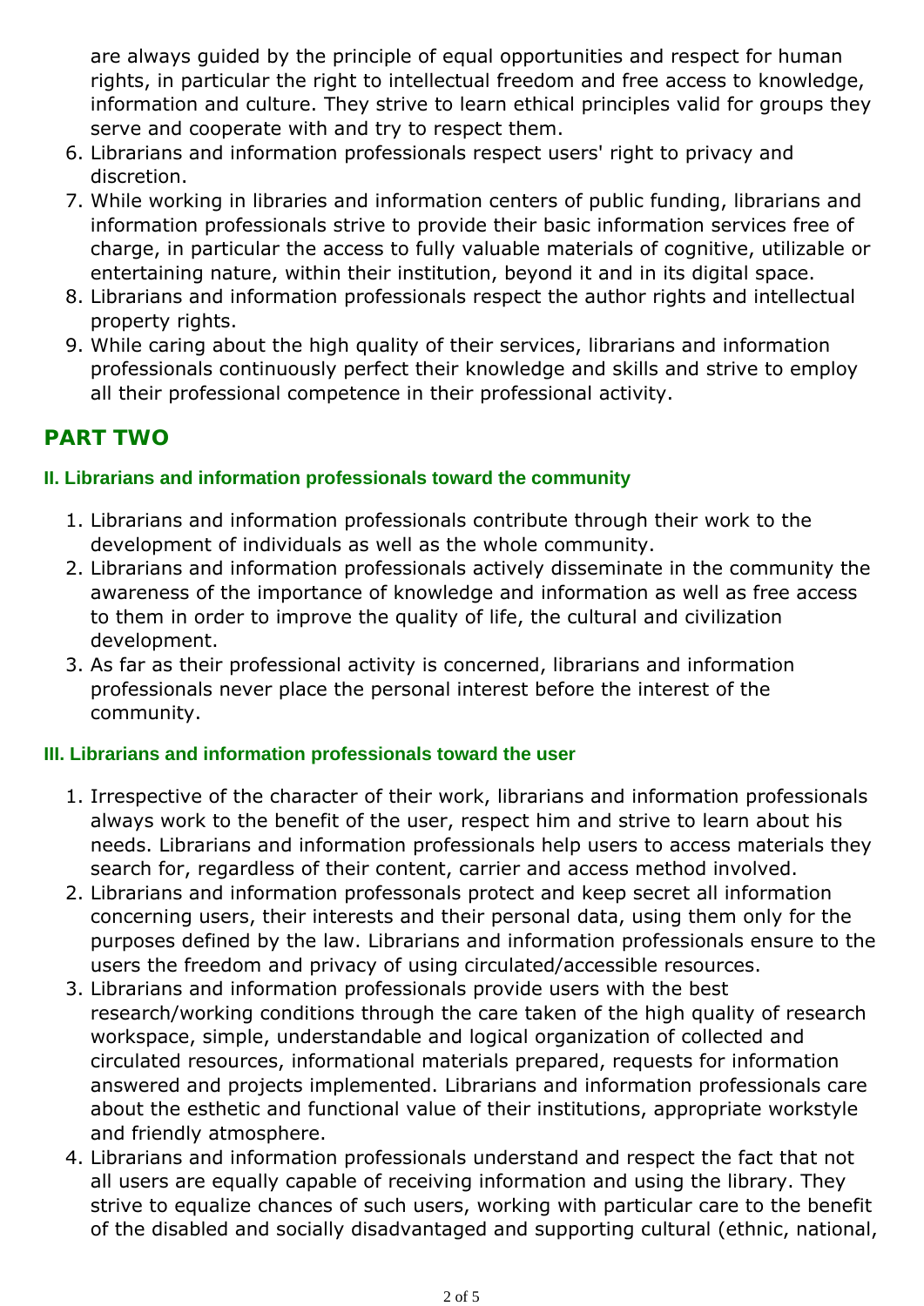are always guided by the principle of equal opportunities and respect for human rights, in particular the right to intellectual freedom and free access to knowledge, information and culture. They strive to learn ethical principles valid for groups they serve and cooperate with and try to respect them.

6. Librarians and information professionals respect users' right to privacy and discretion.
7. While working in libraries and information centers of public funding, librarians and information professionals strive to provide their basic information services free of charge, in particular the access to fully valuable materials of cognitive, utilizable or entertaining nature, within their institution, beyond it and in its digital space.
8. Librarians and information professionals respect the author rights and intellectual property rights.
9. While caring about the high quality of their services, librarians and information professionals continuously perfect their knowledge and skills and strive to employ all their professional competence in their professional activity.

## PART TWO

### II. Librarians and information professionals toward the community

1. Librarians and information professionals contribute through their work to the development of individuals as well as the whole community.
2. Librarians and information professionals actively disseminate in the community the awareness of the importance of knowledge and information as well as free access to them in order to improve the quality of life, the cultural and civilization development.
3. As far as their professional activity is concerned, librarians and information professionals never place the personal interest before the interest of the community.

### III. Librarians and information professionals toward the user

1. Irrespective of the character of their work, librarians and information professionals always work to the benefit of the user, respect him and strive to learn about his needs. Librarians and information professionals help users to access materials they search for, regardless of their content, carrier and access method involved.
2. Librarians and information professonals protect and keep secret all information concerning users, their interests and their personal data, using them only for the purposes defined by the law. Librarians and information professionals ensure to the users the freedom and privacy of using circulated/accessible resources.
3. Librarians and information professionals provide users with the best research/working conditions through the care taken of the high quality of research workspace, simple, understandable and logical organization of collected and circulated resources, informational materials prepared, requests for information answered and projects implemented. Librarians and information professionals care about the esthetic and functional value of their institutions, appropriate workstyle and friendly atmosphere.
4. Librarians and information professionals understand and respect the fact that not all users are equally capable of receiving information and using the library. They strive to equalize chances of such users, working with particular care to the benefit of the disabled and socially disadvantaged and supporting cultural (ethnic, national,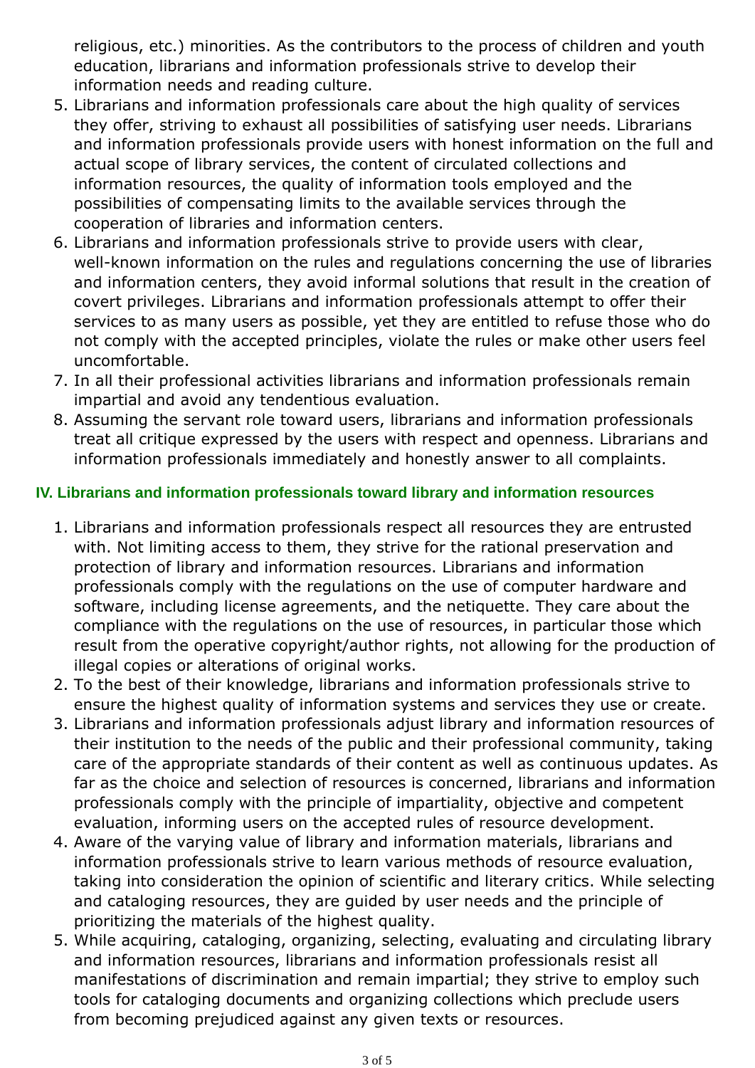religious, etc.) minorities. As the contributors to the process of children and youth education, librarians and information professionals strive to develop their information needs and reading culture.

5. Librarians and information professionals care about the high quality of services they offer, striving to exhaust all possibilities of satisfying user needs. Librarians and information professionals provide users with honest information on the full and actual scope of library services, the content of circulated collections and information resources, the quality of information tools employed and the possibilities of compensating limits to the available services through the cooperation of libraries and information centers.
6. Librarians and information professionals strive to provide users with clear, well-known information on the rules and regulations concerning the use of libraries and information centers, they avoid informal solutions that result in the creation of covert privileges. Librarians and information professionals attempt to offer their services to as many users as possible, yet they are entitled to refuse those who do not comply with the accepted principles, violate the rules or make other users feel uncomfortable.
7. In all their professional activities librarians and information professionals remain impartial and avoid any tendentious evaluation.
8. Assuming the servant role toward users, librarians and information professionals treat all critique expressed by the users with respect and openness. Librarians and information professionals immediately and honestly answer to all complaints.

### IV. Librarians and information professionals toward library and information resources

1. Librarians and information professionals respect all resources they are entrusted with. Not limiting access to them, they strive for the rational preservation and protection of library and information resources. Librarians and information professionals comply with the regulations on the use of computer hardware and software, including license agreements, and the netiquette. They care about the compliance with the regulations on the use of resources, in particular those which result from the operative copyright/author rights, not allowing for the production of illegal copies or alterations of original works.
2. To the best of their knowledge, librarians and information professionals strive to ensure the highest quality of information systems and services they use or create.
3. Librarians and information professionals adjust library and information resources of their institution to the needs of the public and their professional community, taking care of the appropriate standards of their content as well as continuous updates. As far as the choice and selection of resources is concerned, librarians and information professionals comply with the principle of impartiality, objective and competent evaluation, informing users on the accepted rules of resource development.
4. Aware of the varying value of library and information materials, librarians and information professionals strive to learn various methods of resource evaluation, taking into consideration the opinion of scientific and literary critics. While selecting and cataloging resources, they are guided by user needs and the principle of prioritizing the materials of the highest quality.
5. While acquiring, cataloging, organizing, selecting, evaluating and circulating library and information resources, librarians and information professionals resist all manifestations of discrimination and remain impartial; they strive to employ such tools for cataloging documents and organizing collections which preclude users from becoming prejudiced against any given texts or resources.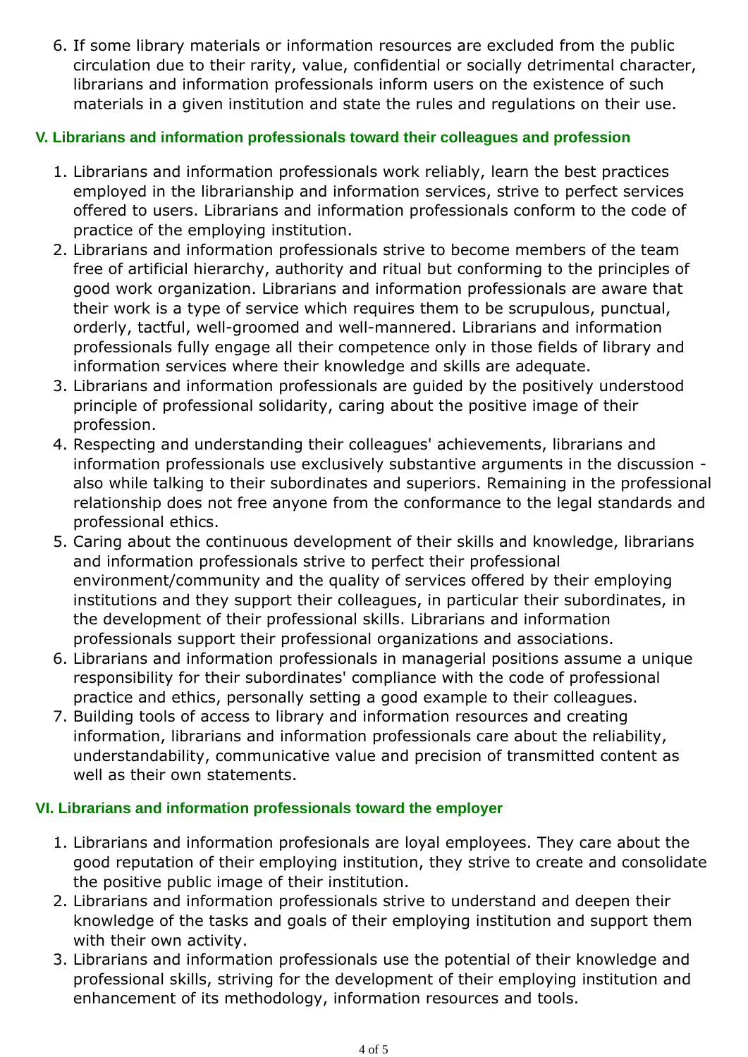6. If some library materials or information resources are excluded from the public circulation due to their rarity, value, confidential or socially detrimental character, librarians and information professionals inform users on the existence of such materials in a given institution and state the rules and regulations on their use.

### V. Librarians and information professionals toward their colleagues and profession

1. Librarians and information professionals work reliably, learn the best practices employed in the librarianship and information services, strive to perfect services offered to users. Librarians and information professionals conform to the code of practice of the employing institution.
2. Librarians and information professionals strive to become members of the team free of artificial hierarchy, authority and ritual but conforming to the principles of good work organization. Librarians and information professionals are aware that their work is a type of service which requires them to be scrupulous, punctual, orderly, tactful, well-groomed and well-mannered. Librarians and information professionals fully engage all their competence only in those fields of library and information services where their knowledge and skills are adequate.
3. Librarians and information professionals are guided by the positively understood principle of professional solidarity, caring about the positive image of their profession.
4. Respecting and understanding their colleagues' achievements, librarians and information professionals use exclusively substantive arguments in the discussion - also while talking to their subordinates and superiors. Remaining in the professional relationship does not free anyone from the conformance to the legal standards and professional ethics.
5. Caring about the continuous development of their skills and knowledge, librarians and information professionals strive to perfect their professional environment/community and the quality of services offered by their employing institutions and they support their colleagues, in particular their subordinates, in the development of their professional skills. Librarians and information professionals support their professional organizations and associations.
6. Librarians and information professionals in managerial positions assume a unique responsibility for their subordinates' compliance with the code of professional practice and ethics, personally setting a good example to their colleagues.
7. Building tools of access to library and information resources and creating information, librarians and information professionals care about the reliability, understandability, communicative value and precision of transmitted content as well as their own statements.

### VI. Librarians and information professionals toward the employer

1. Librarians and information profesionals are loyal employees. They care about the good reputation of their employing institution, they strive to create and consolidate the positive public image of their institution.
2. Librarians and information professionals strive to understand and deepen their knowledge of the tasks and goals of their employing institution and support them with their own activity.
3. Librarians and information professionals use the potential of their knowledge and professional skills, striving for the development of their employing institution and enhancement of its methodology, information resources and tools.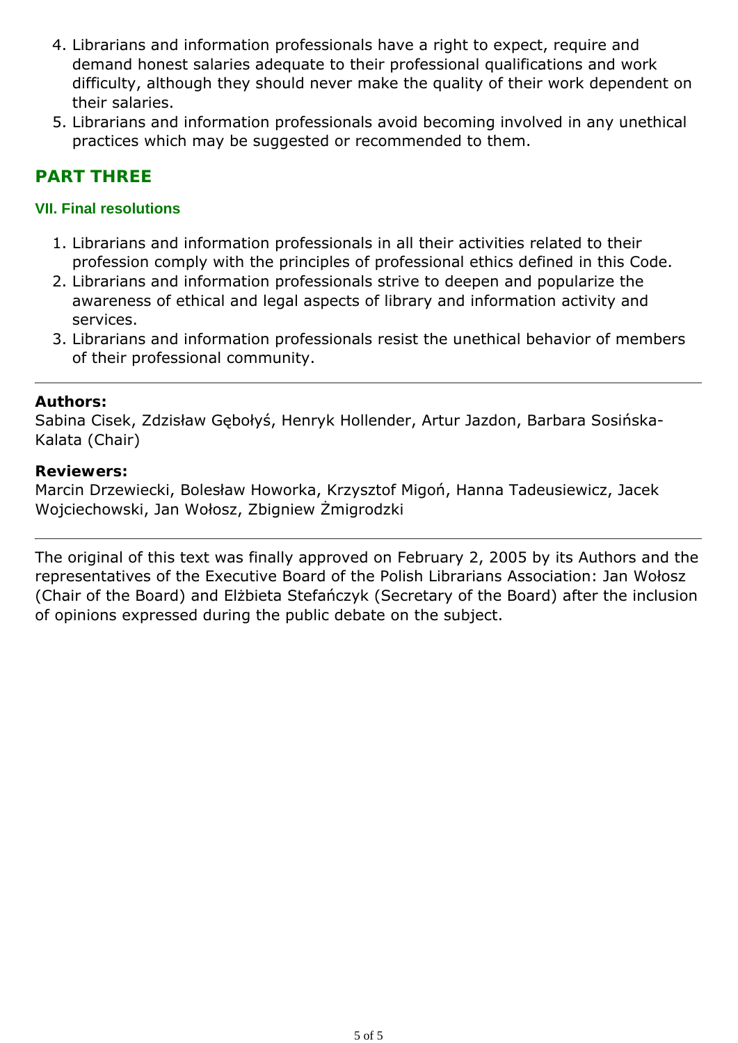4. Librarians and information professionals have a right to expect, require and demand honest salaries adequate to their professional qualifications and work difficulty, although they should never make the quality of their work dependent on their salaries.
5. Librarians and information professionals avoid becoming involved in any unethical practices which may be suggested or recommended to them.

## PART THREE

### VII. Final resolutions

1. Librarians and information professionals in all their activities related to their profession comply with the principles of professional ethics defined in this Code.
2. Librarians and information professionals strive to deepen and popularize the awareness of ethical and legal aspects of library and information activity and services.
3. Librarians and information professionals resist the unethical behavior of members of their professional community.

---

**Authors:**
Sabina Cisek, Zdzisław Gębołyś, Henryk Hollender, Artur Jazdon, Barbara Sosińska-Kalata (Chair)

**Reviewers:**
Marcin Drzewiecki, Bolesław Howorka, Krzysztof Migoń, Hanna Tadeusiewicz, Jacek Wojciechowski, Jan Wołosz, Zbigniew Żmigrodzki

---

The original of this text was finally approved on February 2, 2005 by its Authors and the representatives of the Executive Board of the Polish Librarians Association: Jan Wołosz (Chair of the Board) and Elżbieta Stefańczyk (Secretary of the Board) after the inclusion of opinions expressed during the public debate on the subject.